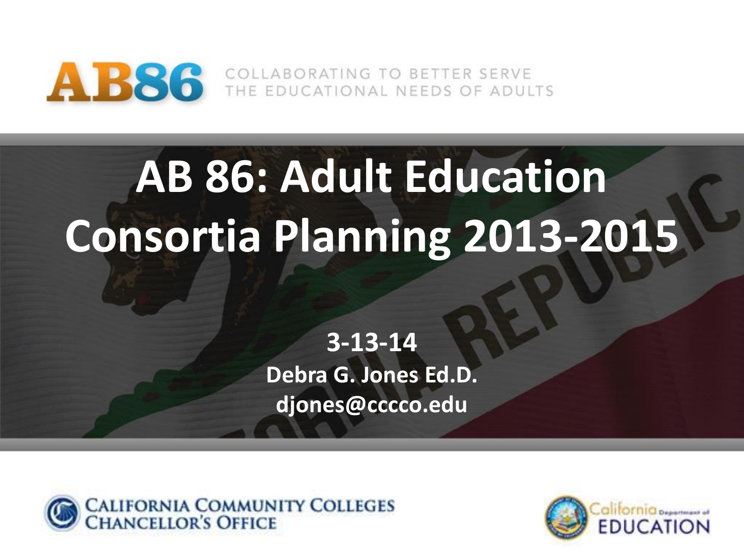AB86 COLLABORATING TO BETTER SERVE THE EDUCATIONAL NEEDS OF ADULTS

# AB 86: Adult Education Consortia Planning 2013-2015

**3-13-14**

**Debra G. Jones Ed.D.**

**djones@cccco.edu**

California Community Colleges Chancellor's Office

California Department of Education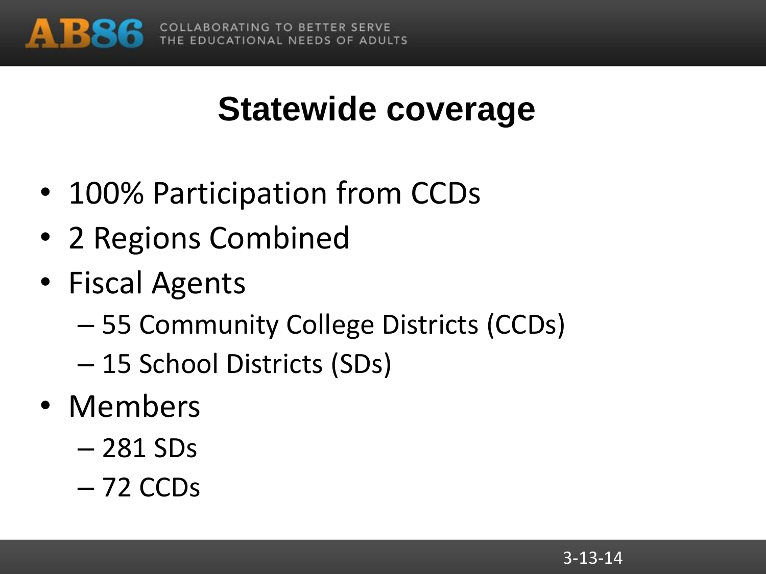# Statewide coverage

- 100% Participation from CCDs
- 2 Regions Combined
- Fiscal Agents
  - 55 Community College Districts (CCDs)
  - 15 School Districts (SDs)
- Members
  - 281 SDs
  - 72 CCDs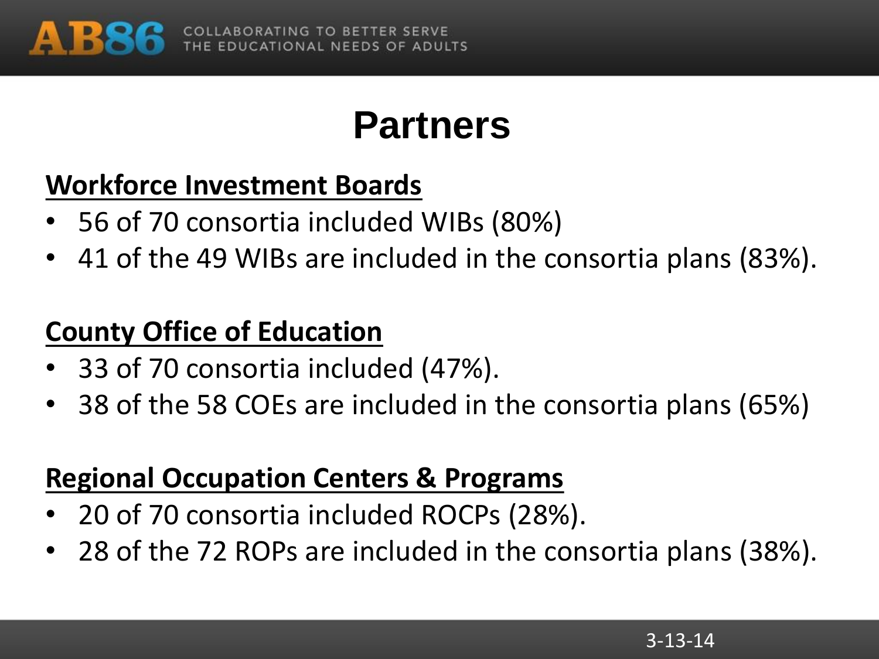# Partners

**Workforce Investment Boards**

- 56 of 70 consortia included WIBs (80%)
- 41 of the 49 WIBs are included in the consortia plans (83%).

**County Office of Education**

- 33 of 70 consortia included (47%).
- 38 of the 58 COEs are included in the consortia plans (65%)

**Regional Occupation Centers & Programs**

- 20 of 70 consortia included ROCPs (28%).
- 28 of the 72 ROPs are included in the consortia plans (38%).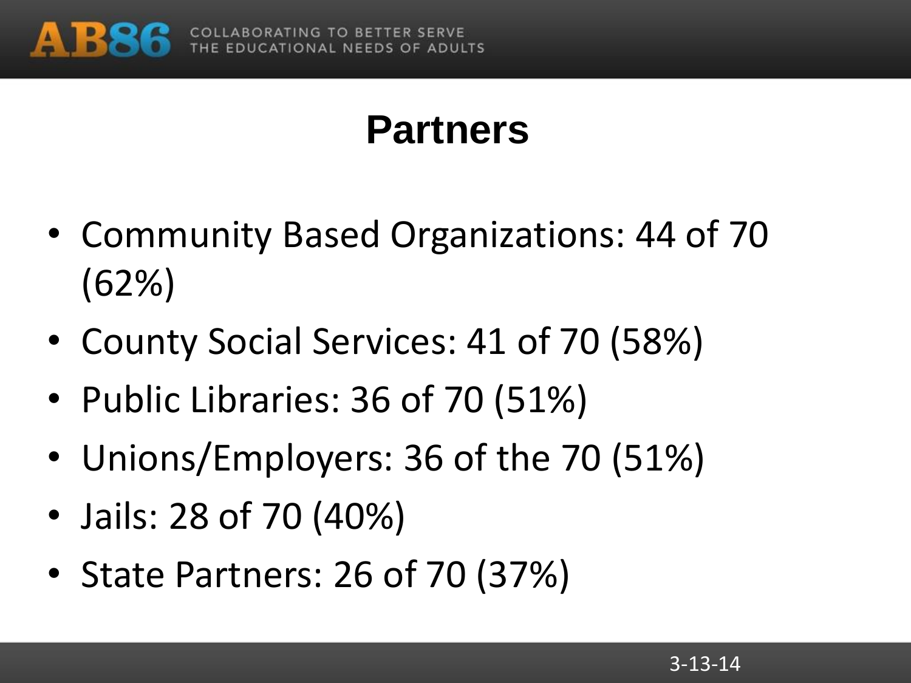# Partners

- Community Based Organizations: 44 of 70 (62%)
- County Social Services: 41 of 70 (58%)
- Public Libraries: 36 of 70 (51%)
- Unions/Employers: 36 of the 70 (51%)
- Jails: 28 of 70 (40%)
- State Partners: 26 of 70 (37%)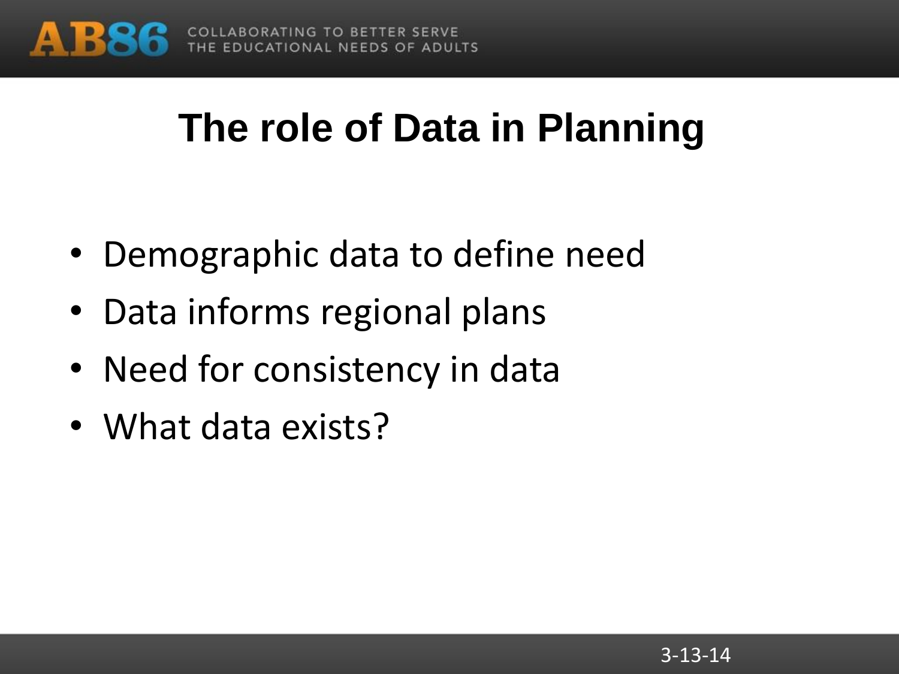# The role of Data in Planning

- Demographic data to define need
- Data informs regional plans
- Need for consistency in data
- What data exists?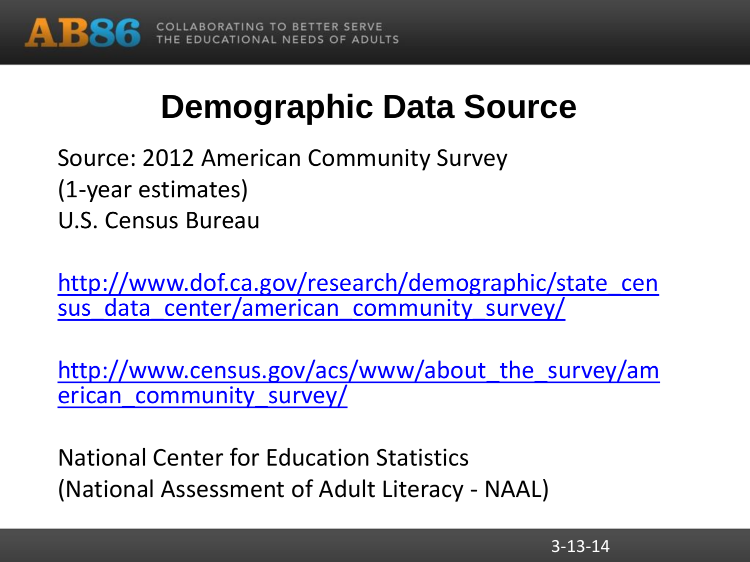# Demographic Data Source

Source: 2012 American Community Survey
(1-year estimates)
U.S. Census Bureau

http://www.dof.ca.gov/research/demographic/state_census_data_center/american_community_survey/

http://www.census.gov/acs/www/about_the_survey/american_community_survey/

National Center for Education Statistics
(National Assessment of Adult Literacy - NAAL)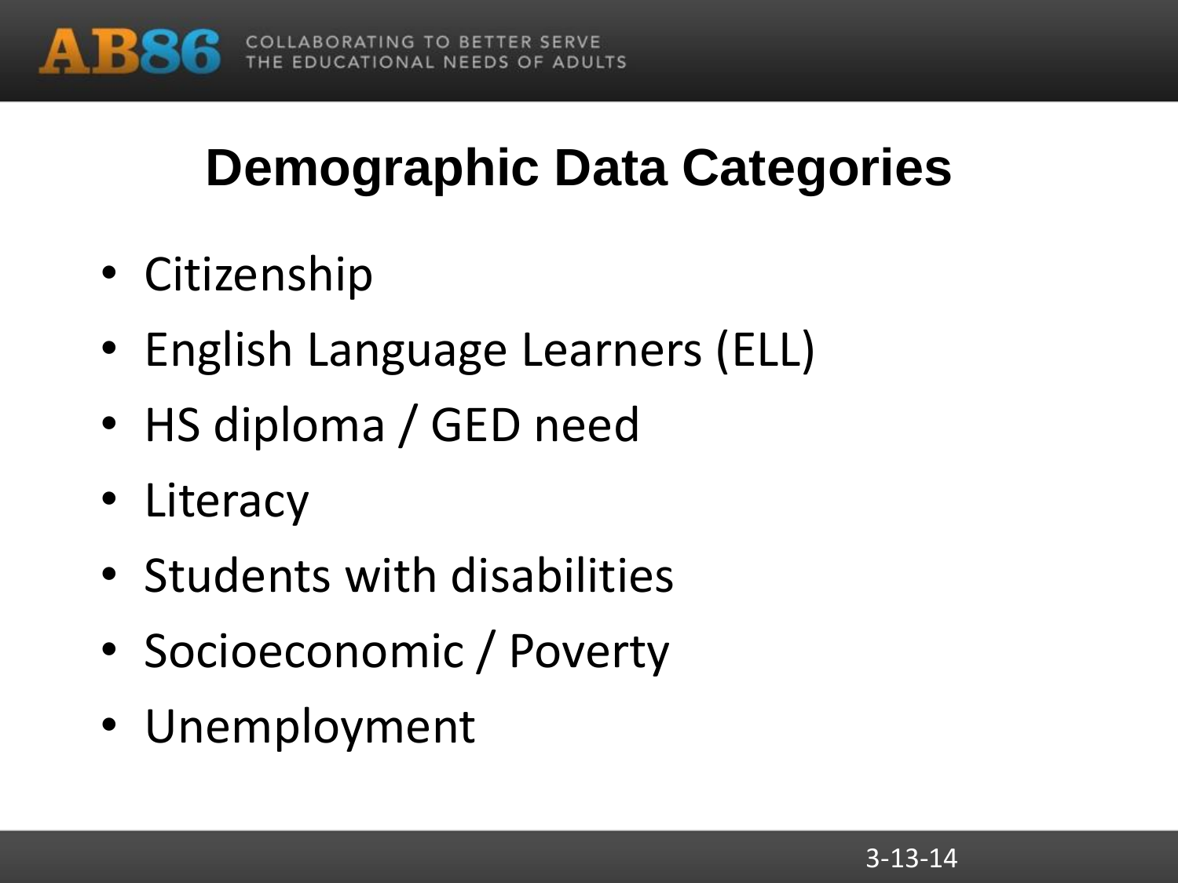# Demographic Data Categories

- Citizenship
- English Language Learners (ELL)
- HS diploma / GED need
- Literacy
- Students with disabilities
- Socioeconomic / Poverty
- Unemployment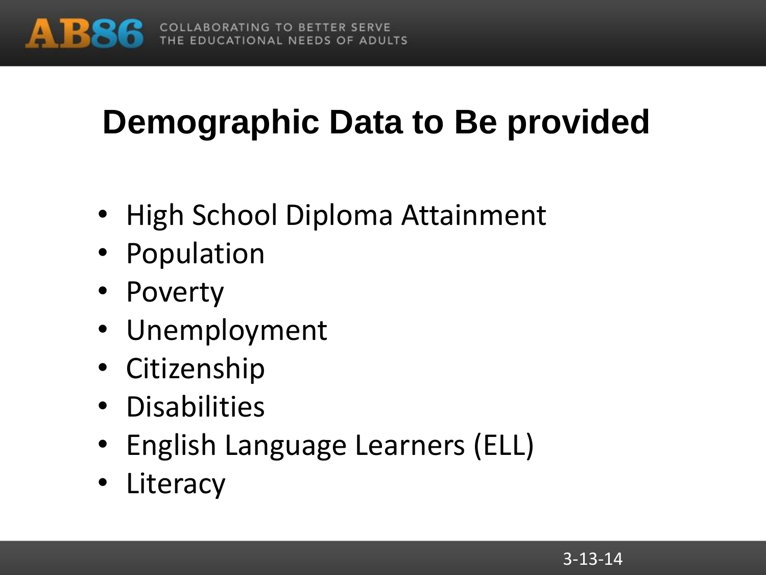# Demographic Data to Be provided

- High School Diploma Attainment
- Population
- Poverty
- Unemployment
- Citizenship
- Disabilities
- English Language Learners (ELL)
- Literacy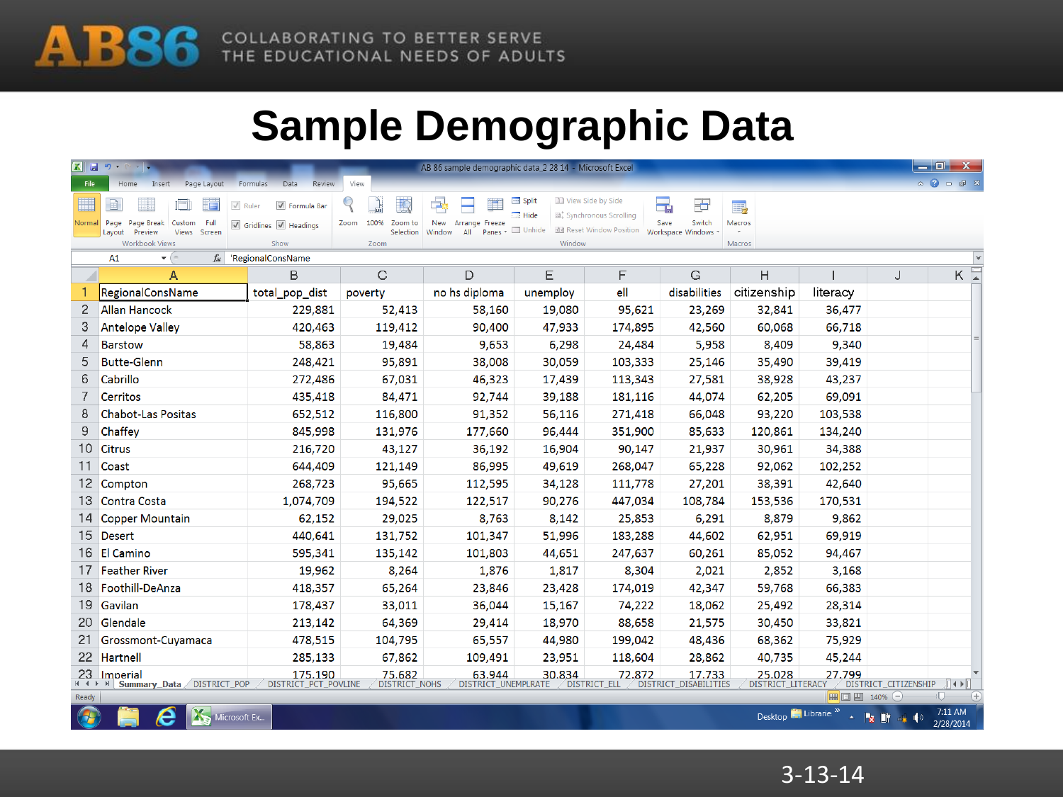# Sample Demographic Data

| RegionalConsName | total_pop_dist | poverty | no hs diploma | unemploy | ell | disabilities | citizenship | literacy |
|---|---|---|---|---|---|---|---|---|
| Allan Hancock | 229,881 | 52,413 | 58,160 | 19,080 | 95,621 | 23,269 | 32,841 | 36,477 |
| Antelope Valley | 420,463 | 119,412 | 90,400 | 47,933 | 174,895 | 42,560 | 60,068 | 66,718 |
| Barstow | 58,863 | 19,484 | 9,653 | 6,298 | 24,484 | 5,958 | 8,409 | 9,340 |
| Butte-Glenn | 248,421 | 95,891 | 38,008 | 30,059 | 103,333 | 25,146 | 35,490 | 39,419 |
| Cabrillo | 272,486 | 67,031 | 46,323 | 17,439 | 113,343 | 27,581 | 38,928 | 43,237 |
| Cerritos | 435,418 | 84,471 | 92,744 | 39,188 | 181,116 | 44,074 | 62,205 | 69,091 |
| Chabot-Las Positas | 652,512 | 116,800 | 91,352 | 56,116 | 271,418 | 66,048 | 93,220 | 103,538 |
| Chaffey | 845,998 | 131,976 | 177,660 | 96,444 | 351,900 | 85,633 | 120,861 | 134,240 |
| Citrus | 216,720 | 43,127 | 36,192 | 16,904 | 90,147 | 21,937 | 30,961 | 34,388 |
| Coast | 644,409 | 121,149 | 86,995 | 49,619 | 268,047 | 65,228 | 92,062 | 102,252 |
| Compton | 268,723 | 95,665 | 112,595 | 34,128 | 111,778 | 27,201 | 38,391 | 42,640 |
| Contra Costa | 1,074,709 | 194,522 | 122,517 | 90,276 | 447,034 | 108,784 | 153,536 | 170,531 |
| Copper Mountain | 62,152 | 29,025 | 8,763 | 8,142 | 25,853 | 6,291 | 8,879 | 9,862 |
| Desert | 440,641 | 131,752 | 101,347 | 51,996 | 183,288 | 44,602 | 62,951 | 69,919 |
| El Camino | 595,341 | 135,142 | 101,803 | 44,651 | 247,637 | 60,261 | 85,052 | 94,467 |
| Feather River | 19,962 | 8,264 | 1,876 | 1,817 | 8,304 | 2,021 | 2,852 | 3,168 |
| Foothill-DeAnza | 418,357 | 65,264 | 23,846 | 23,428 | 174,019 | 42,347 | 59,768 | 66,383 |
| Gavilan | 178,437 | 33,011 | 36,044 | 15,167 | 74,222 | 18,062 | 25,492 | 28,314 |
| Glendale | 213,142 | 64,369 | 29,414 | 18,970 | 88,658 | 21,575 | 30,450 | 33,821 |
| Grossmont-Cuyamaca | 478,515 | 104,795 | 65,557 | 44,980 | 199,042 | 48,436 | 68,362 | 75,929 |
| Hartnell | 285,133 | 67,862 | 109,491 | 23,951 | 118,604 | 28,862 | 40,735 | 45,244 |
| Imperial | 175,190 | 75,682 | 63,944 | 30,834 | 72,872 | 17,733 | 25,028 | 27,799 |

3-13-14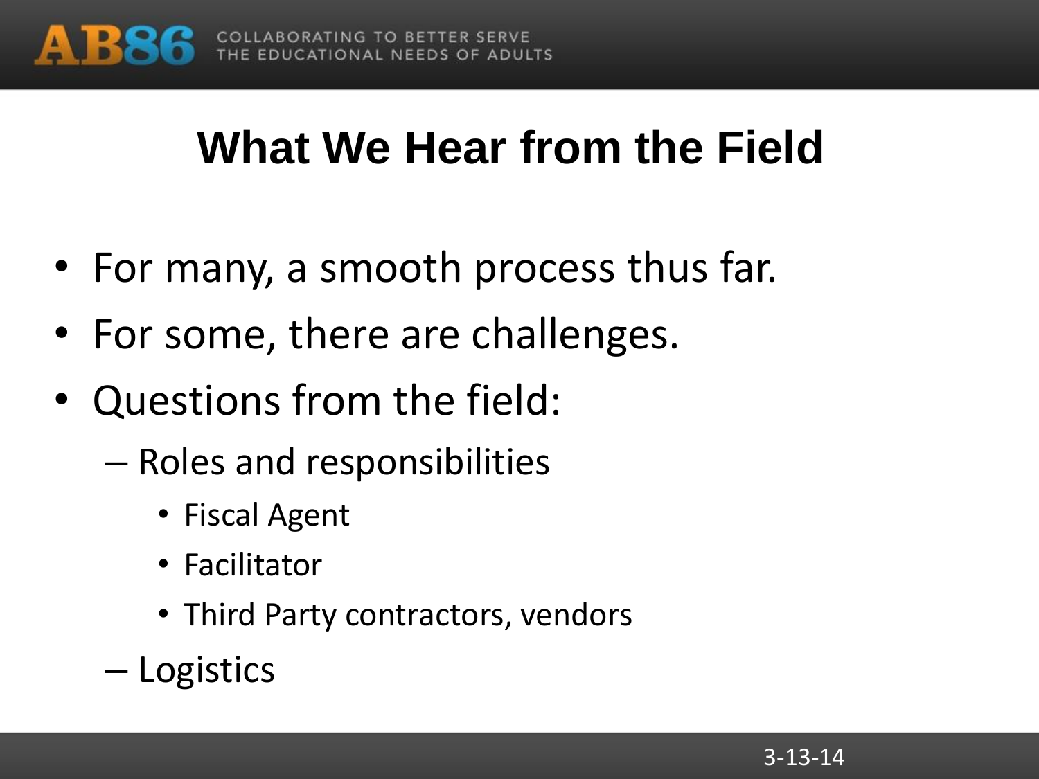# What We Hear from the Field

- For many, a smooth process thus far.
- For some, there are challenges.
- Questions from the field:
  - Roles and responsibilities
    - Fiscal Agent
    - Facilitator
    - Third Party contractors, vendors
  - Logistics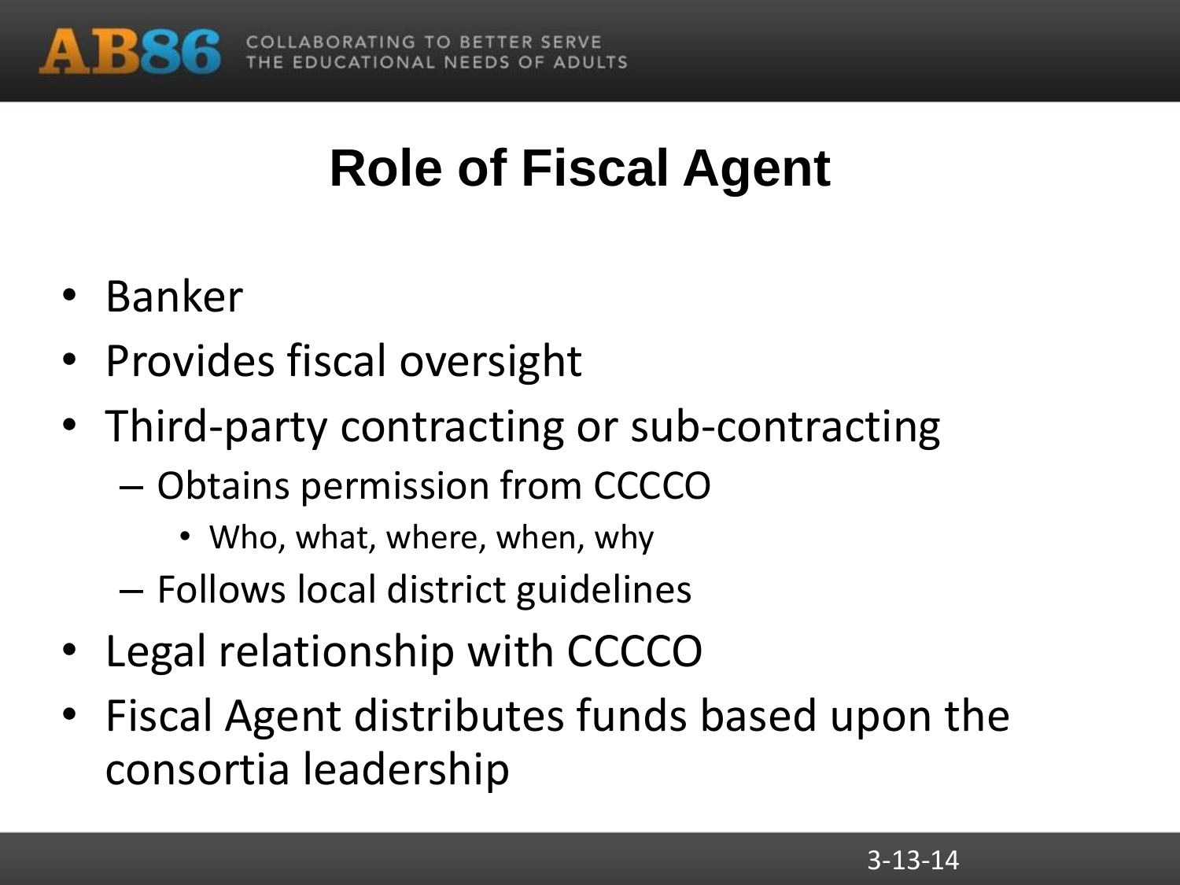# Role of Fiscal Agent

- Banker
- Provides fiscal oversight
- Third-party contracting or sub-contracting
  - Obtains permission from CCCCO
    - Who, what, where, when, why
  - Follows local district guidelines
- Legal relationship with CCCCO
- Fiscal Agent distributes funds based upon the consortia leadership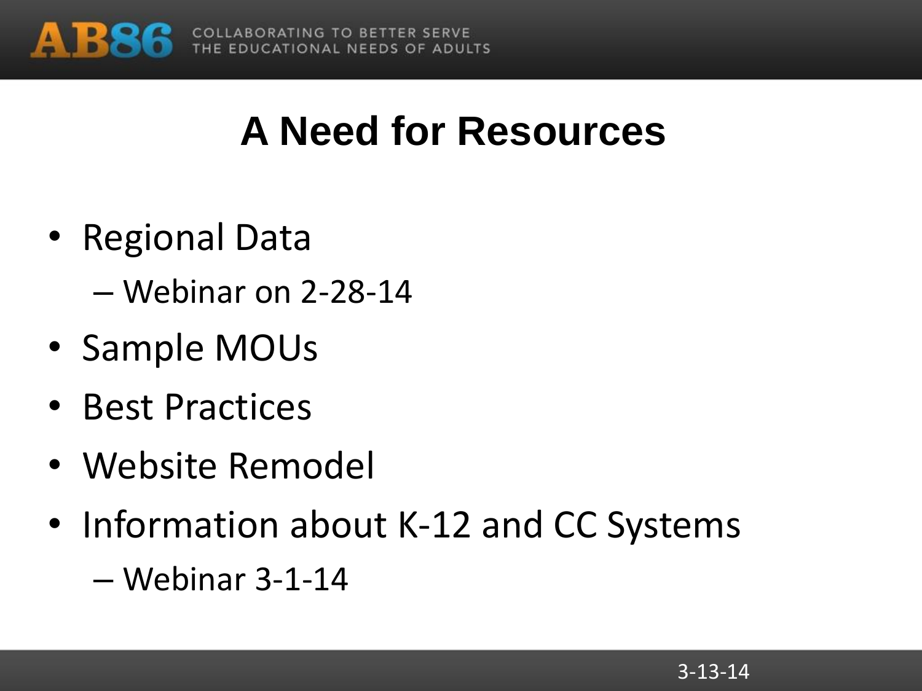# A Need for Resources

- Regional Data
  - Webinar on 2-28-14
- Sample MOUs
- Best Practices
- Website Remodel
- Information about K-12 and CC Systems
  - Webinar 3-1-14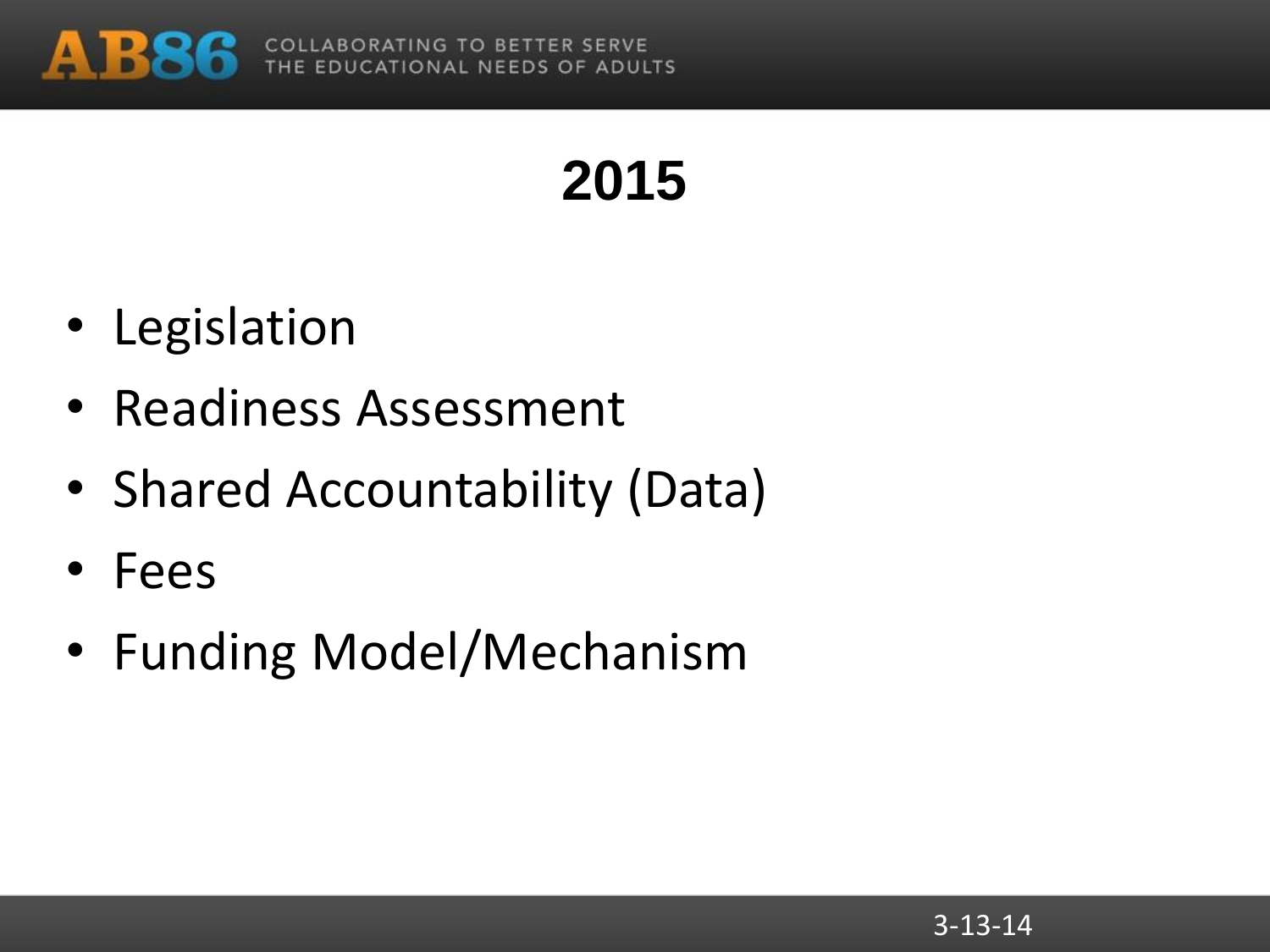# 2015

- Legislation
- Readiness Assessment
- Shared Accountability (Data)
- Fees
- Funding Model/Mechanism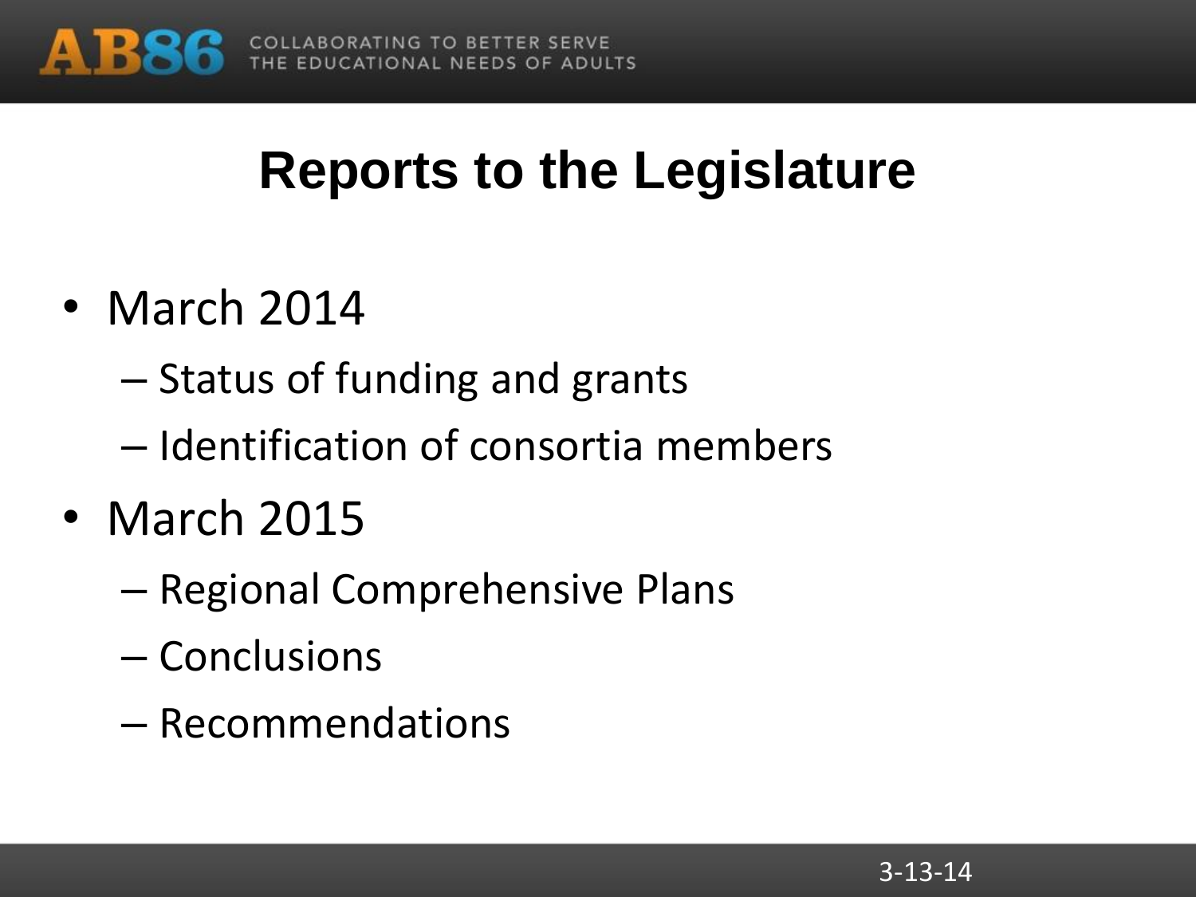# Reports to the Legislature

- March 2014
  - Status of funding and grants
  - Identification of consortia members
- March 2015
  - Regional Comprehensive Plans
  - Conclusions
  - Recommendations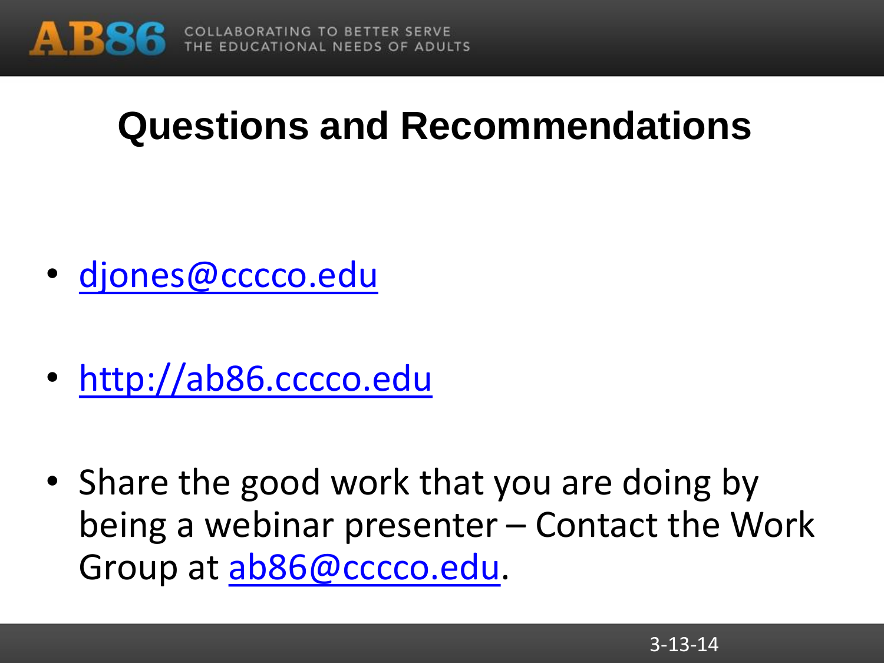# Questions and Recommendations

- djones@cccco.edu
- http://ab86.cccco.edu
- Share the good work that you are doing by being a webinar presenter – Contact the Work Group at ab86@cccco.edu.